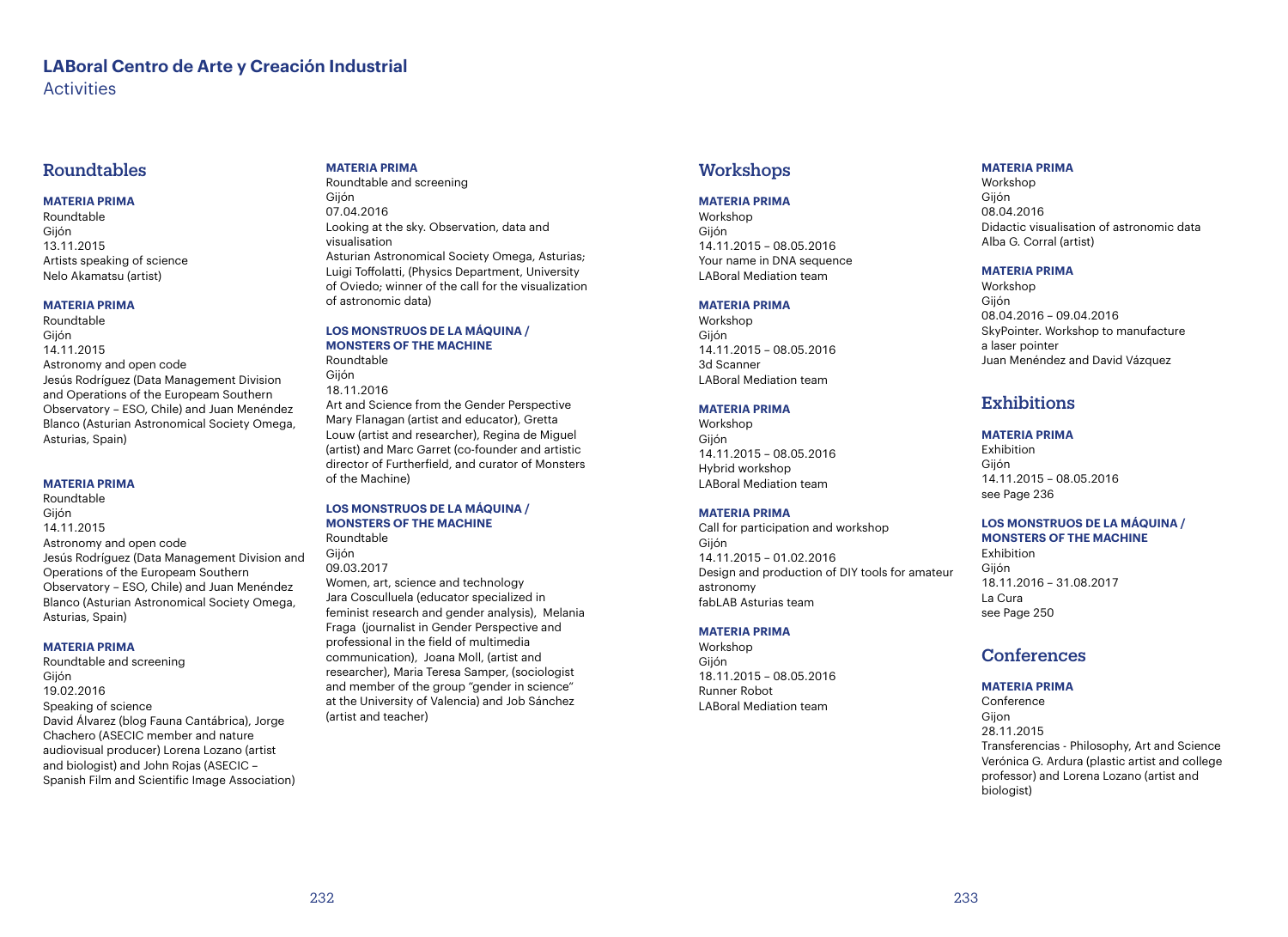# LABoral Centro de Arte y Creación Industrial

Activities

## Roundtables

**MATERIA PRIMA**
Roundtable
Gijón
13.11.2015
Artists speaking of science
Nelo Akamatsu (artist)

**MATERIA PRIMA**
Roundtable
Gijón
14.11.2015
Astronomy and open code
Jesús Rodríguez (Data Management Division and Operations of the Europeam Southern Observatory – ESO, Chile) and Juan Menéndez Blanco (Asturian Astronomical Society Omega, Asturias, Spain)

**MATERIA PRIMA**
Roundtable
Gijón
14.11.2015
Astronomy and open code
Jesús Rodríguez (Data Management Division and Operations of the Europeam Southern Observatory – ESO, Chile) and Juan Menéndez Blanco (Asturian Astronomical Society Omega, Asturias, Spain)

**MATERIA PRIMA**
Roundtable and screening
Gijón
19.02.2016
Speaking of science
David Álvarez (blog Fauna Cantábrica), Jorge Chachero (ASECIC member and nature audiovisual producer) Lorena Lozano (artist and biologist) and John Rojas (ASECIC – Spanish Film and Scientific Image Association)

**MATERIA PRIMA**
Roundtable and screening
Gijón
07.04.2016
Looking at the sky. Observation, data and visualisation
Asturian Astronomical Society Omega, Asturias; Luigi Toffolatti, (Physics Department, University of Oviedo; winner of the call for the visualization of astronomic data)

**LOS MONSTRUOS DE LA MÁQUINA / MONSTERS OF THE MACHINE**
Roundtable
Gijón
18.11.2016
Art and Science from the Gender Perspective
Mary Flanagan (artist and educator), Gretta Louw (artist and researcher), Regina de Miguel (artist) and Marc Garret (co-founder and artistic director of Furtherfield, and curator of Monsters of the Machine)

**LOS MONSTRUOS DE LA MÁQUINA / MONSTERS OF THE MACHINE**
Roundtable
Gijón
09.03.2017
Women, art, science and technology
Jara Cosculluela (educator specialized in feminist research and gender analysis), Melania Fraga (journalist in Gender Perspective and professional in the field of multimedia communication), Joana Moll, (artist and researcher), Maria Teresa Samper, (sociologist and member of the group "gender in science" at the University of Valencia) and Job Sánchez (artist and teacher)

## Workshops

**MATERIA PRIMA**
Workshop
Gijón
14.11.2015 – 08.05.2016
Your name in DNA sequence
LABoral Mediation team

**MATERIA PRIMA**
Workshop
Gijón
14.11.2015 – 08.05.2016
3d Scanner
LABoral Mediation team

**MATERIA PRIMA**
Workshop
Gijón
14.11.2015 – 08.05.2016
Hybrid workshop
LABoral Mediation team

**MATERIA PRIMA**
Call for participation and workshop
Gijón
14.11.2015 – 01.02.2016
Design and production of DIY tools for amateur astronomy
fabLAB Asturias team

**MATERIA PRIMA**
Workshop
Gijón
18.11.2015 – 08.05.2016
Runner Robot
LABoral Mediation team

**MATERIA PRIMA**
Workshop
Gijón
08.04.2016
Didactic visualisation of astronomic data
Alba G. Corral (artist)

**MATERIA PRIMA**
Workshop
Gijón
08.04.2016 – 09.04.2016
SkyPointer. Workshop to manufacture a laser pointer
Juan Menéndez and David Vázquez

## Exhibitions

**MATERIA PRIMA**
Exhibition
Gijón
14.11.2015 – 08.05.2016
see Page 236

**LOS MONSTRUOS DE LA MÁQUINA / MONSTERS OF THE MACHINE**
Exhibition
Gijón
18.11.2016 – 31.08.2017
La Cura
see Page 250

## Conferences

**MATERIA PRIMA**
Conference
Gijon
28.11.2015
Transferencias - Philosophy, Art and Science
Verónica G. Ardura (plastic artist and college professor) and Lorena Lozano (artist and biologist)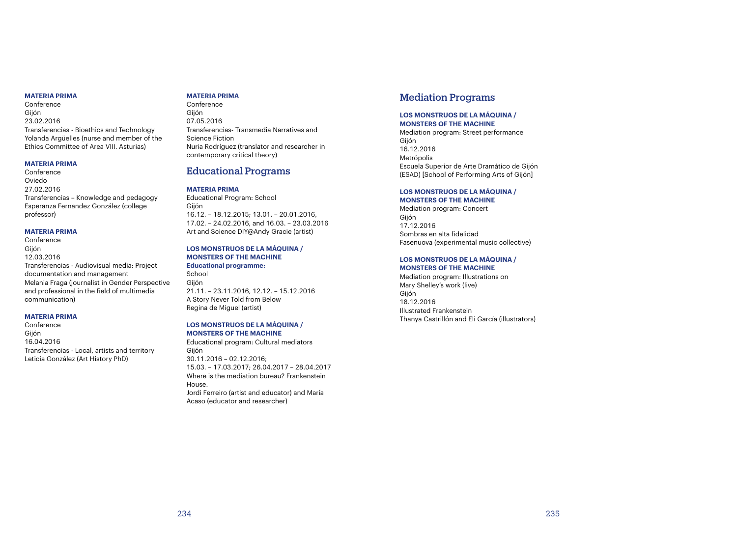**MATERIA PRIMA**
Conference
Gijón
23.02.2016
Transferencias - Bioethics and Technology
Yolanda Argüelles (nurse and member of the Ethics Committee of Area VIII. Asturias)

**MATERIA PRIMA**
Conference
Oviedo
27.02.2016
Transferencias – Knowledge and pedagogy
Esperanza Fernandez González (college professor)

**MATERIA PRIMA**
Conference
Gijón
12.03.2016
Transferencias - Audiovisual media: Project documentation and management
Melania Fraga (journalist in Gender Perspective and professional in the field of multimedia communication)

**MATERIA PRIMA**
Conference
Gijón
16.04.2016
Transferencias - Local, artists and territory
Leticia González (Art History PhD)

**MATERIA PRIMA**
Conference
Gijón
07.05.2016
Transferencias- Transmedia Narratives and Science Fiction
Nuria Rodríguez (translator and researcher in contemporary critical theory)

## Educational Programs

**MATERIA PRIMA**
Educational Program: School
Gijón
16.12. – 18.12.2015; 13.01. – 20.01.2016, 17.02. – 24.02.2016, and 16.03. – 23.03.2016
Art and Science DIY@Andy Gracie (artist)

**LOS MONSTRUOS DE LA MÁQUINA / MONSTERS OF THE MACHINE**
**Educational programme:**
School
Gijón
21.11. – 23.11.2016, 12.12. – 15.12.2016
A Story Never Told from Below
Regina de Miguel (artist)

**LOS MONSTRUOS DE LA MÁQUINA / MONSTERS OF THE MACHINE**
Educational program: Cultural mediators
Gijón
30.11.2016 – 02.12.2016;
15.03. – 17.03.2017; 26.04.2017 – 28.04.2017
Where is the mediation bureau? Frankenstein House.
Jordi Ferreiro (artist and educator) and María Acaso (educator and researcher)

## Mediation Programs

**LOS MONSTRUOS DE LA MÁQUINA / MONSTERS OF THE MACHINE**
Mediation program: Street performance
Gijón
16.12.2016
Metrópolis
Escuela Superior de Arte Dramático de Gijón (ESAD) [School of Performing Arts of Gijón]

**LOS MONSTRUOS DE LA MÁQUINA / MONSTERS OF THE MACHINE**
Mediation program: Concert
Gijón
17.12.2016
Sombras en alta fidelidad
Fasenuova (experimental music collective)

**LOS MONSTRUOS DE LA MÁQUINA / MONSTERS OF THE MACHINE**
Mediation program: Illustrations on Mary Shelley's work (live)
Gijón
18.12.2016
Illustrated Frankenstein
Thanya Castrillón and Eli García (illustrators)